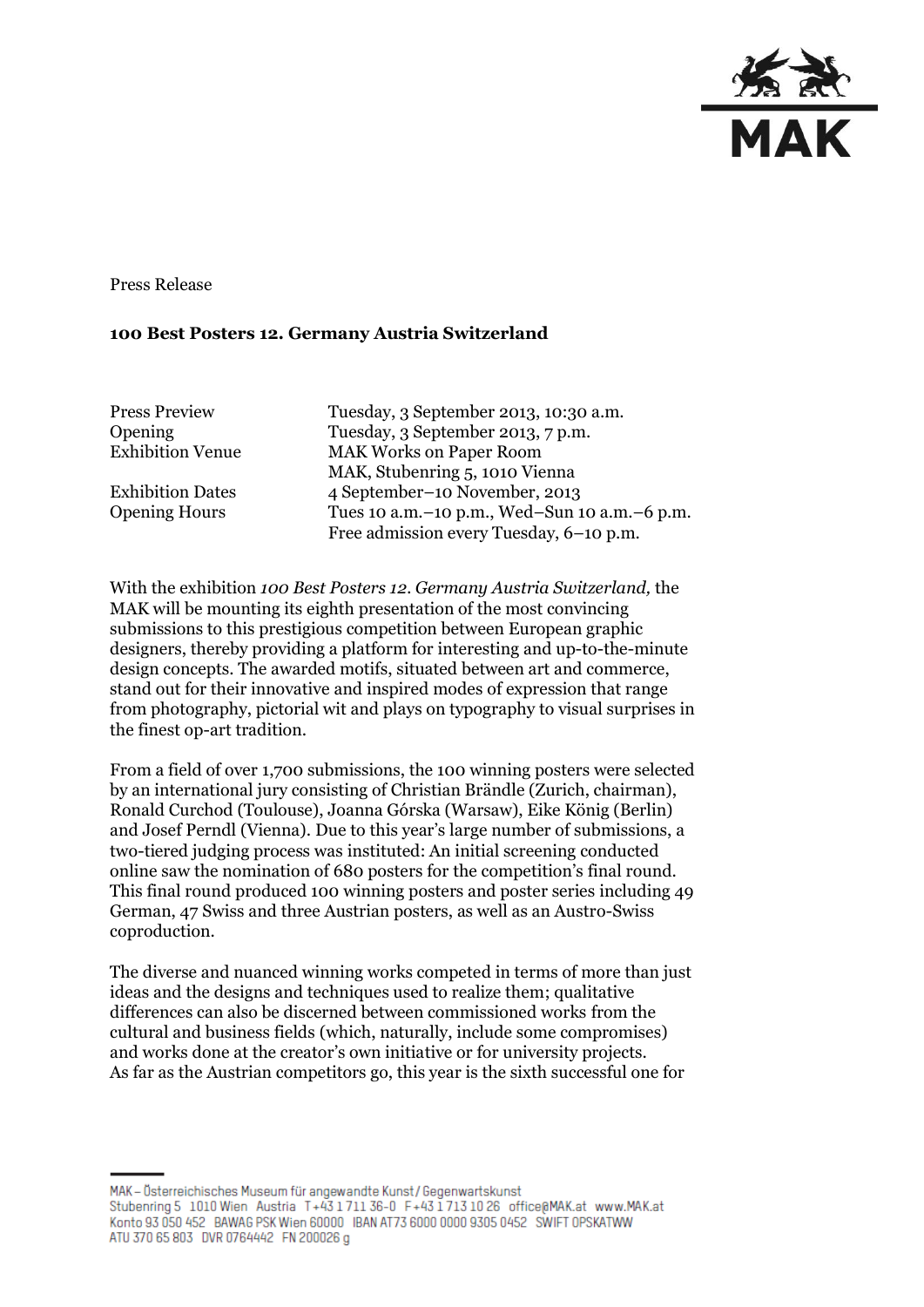Press Release

**100 Best Posters 12. Germany Austria Switzerland**

| | |
|---|---|
| Press Preview | Tuesday, 3 September 2013, 10:30 a.m. |
| Opening | Tuesday, 3 September 2013, 7 p.m. |
| Exhibition Venue | MAK Works on Paper Room<br>MAK, Stubenring 5, 1010 Vienna |
| Exhibition Dates | 4 September–10 November, 2013 |
| Opening Hours | Tues 10 a.m.–10 p.m., Wed–Sun 10 a.m.–6 p.m.<br>Free admission every Tuesday, 6–10 p.m. |

With the exhibition *100 Best Posters 12. Germany Austria Switzerland,* the MAK will be mounting its eighth presentation of the most convincing submissions to this prestigious competition between European graphic designers, thereby providing a platform for interesting and up-to-the-minute design concepts. The awarded motifs, situated between art and commerce, stand out for their innovative and inspired modes of expression that range from photography, pictorial wit and plays on typography to visual surprises in the finest op-art tradition.

From a field of over 1,700 submissions, the 100 winning posters were selected by an international jury consisting of Christian Brändle (Zurich, chairman), Ronald Curchod (Toulouse), Joanna Górska (Warsaw), Eike König (Berlin) and Josef Perndl (Vienna). Due to this year's large number of submissions, a two-tiered judging process was instituted: An initial screening conducted online saw the nomination of 680 posters for the competition's final round. This final round produced 100 winning posters and poster series including 49 German, 47 Swiss and three Austrian posters, as well as an Austro-Swiss coproduction.

The diverse and nuanced winning works competed in terms of more than just ideas and the designs and techniques used to realize them; qualitative differences can also be discerned between commissioned works from the cultural and business fields (which, naturally, include some compromises) and works done at the creator's own initiative or for university projects. As far as the Austrian competitors go, this year is the sixth successful one for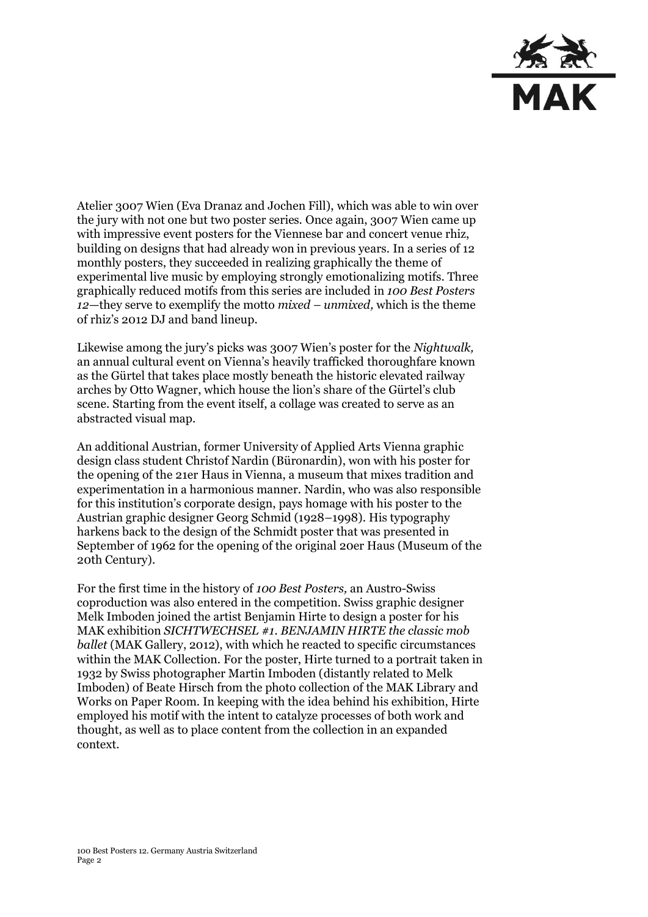Atelier 3007 Wien (Eva Dranaz and Jochen Fill), which was able to win over the jury with not one but two poster series. Once again, 3007 Wien came up with impressive event posters for the Viennese bar and concert venue rhiz, building on designs that had already won in previous years. In a series of 12 monthly posters, they succeeded in realizing graphically the theme of experimental live music by employing strongly emotionalizing motifs. Three graphically reduced motifs from this series are included in *100 Best Posters 12*—they serve to exemplify the motto *mixed – unmixed,* which is the theme of rhiz's 2012 DJ and band lineup.

Likewise among the jury's picks was 3007 Wien's poster for the *Nightwalk,* an annual cultural event on Vienna's heavily trafficked thoroughfare known as the Gürtel that takes place mostly beneath the historic elevated railway arches by Otto Wagner, which house the lion's share of the Gürtel's club scene. Starting from the event itself, a collage was created to serve as an abstracted visual map.

An additional Austrian, former University of Applied Arts Vienna graphic design class student Christof Nardin (Büronardin), won with his poster for the opening of the 21er Haus in Vienna, a museum that mixes tradition and experimentation in a harmonious manner. Nardin, who was also responsible for this institution's corporate design, pays homage with his poster to the Austrian graphic designer Georg Schmid (1928–1998). His typography harkens back to the design of the Schmidt poster that was presented in September of 1962 for the opening of the original 20er Haus (Museum of the 20th Century).

For the first time in the history of *100 Best Posters,* an Austro-Swiss coproduction was also entered in the competition. Swiss graphic designer Melk Imboden joined the artist Benjamin Hirte to design a poster for his MAK exhibition *SICHTWECHSEL #1. BENJAMIN HIRTE the classic mob ballet* (MAK Gallery, 2012), with which he reacted to specific circumstances within the MAK Collection. For the poster, Hirte turned to a portrait taken in 1932 by Swiss photographer Martin Imboden (distantly related to Melk Imboden) of Beate Hirsch from the photo collection of the MAK Library and Works on Paper Room. In keeping with the idea behind his exhibition, Hirte employed his motif with the intent to catalyze processes of both work and thought, as well as to place content from the collection in an expanded context.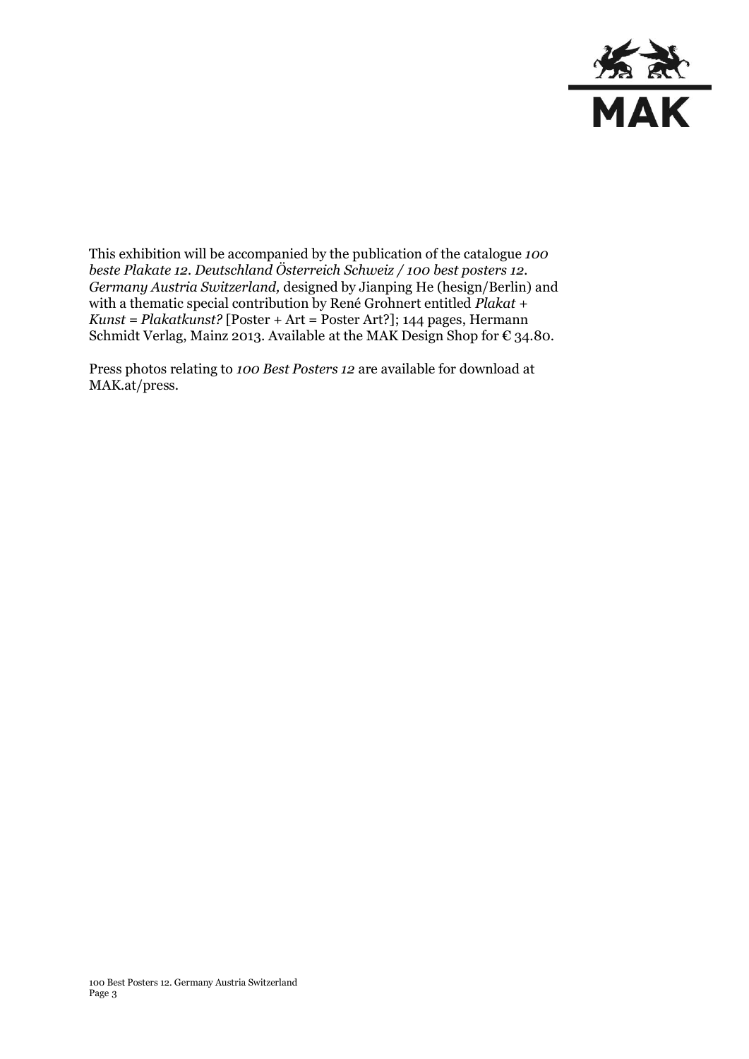This exhibition will be accompanied by the publication of the catalogue *100 beste Plakate 12. Deutschland Österreich Schweiz / 100 best posters 12. Germany Austria Switzerland,* designed by Jianping He (hesign/Berlin) and with a thematic special contribution by René Grohnert entitled *Plakat + Kunst = Plakatkunst?* [Poster + Art = Poster Art?]; 144 pages, Hermann Schmidt Verlag, Mainz 2013. Available at the MAK Design Shop for € 34.80.

Press photos relating to *100 Best Posters 12* are available for download at MAK.at/press.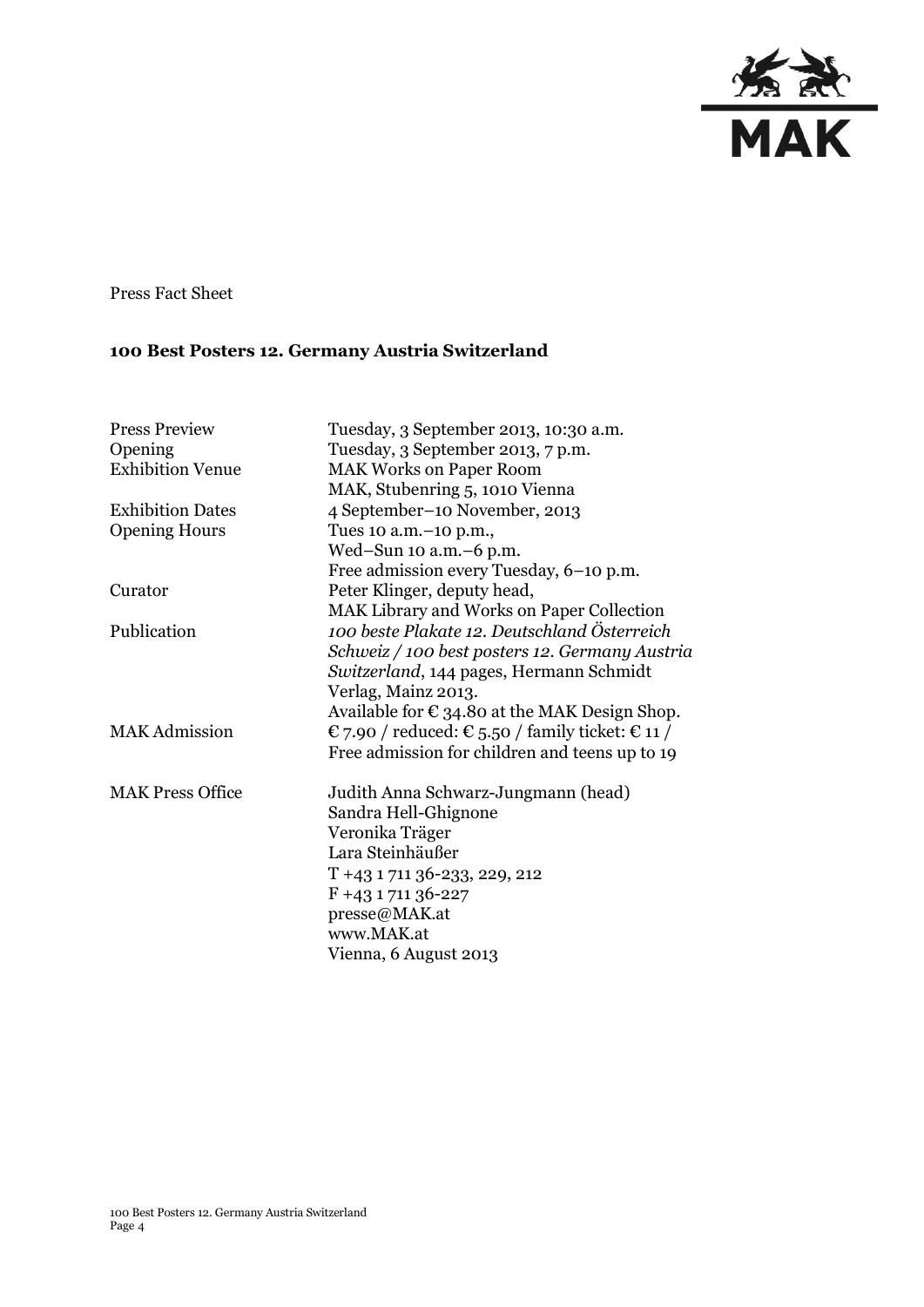Press Fact Sheet

## 100 Best Posters 12. Germany Austria Switzerland

| | |
|---|---|
| Press Preview | Tuesday, 3 September 2013, 10:30 a.m. |
| Opening | Tuesday, 3 September 2013, 7 p.m. |
| Exhibition Venue | MAK Works on Paper Room<br>MAK, Stubenring 5, 1010 Vienna |
| Exhibition Dates | 4 September–10 November, 2013 |
| Opening Hours | Tues 10 a.m.–10 p.m.,<br>Wed–Sun 10 a.m.–6 p.m.<br>Free admission every Tuesday, 6–10 p.m. |
| Curator | Peter Klinger, deputy head,<br>MAK Library and Works on Paper Collection |
| Publication | *100 beste Plakate 12. Deutschland Österreich Schweiz / 100 best posters 12. Germany Austria Switzerland*, 144 pages, Hermann Schmidt Verlag, Mainz 2013.<br>Available for € 34.80 at the MAK Design Shop. |
| MAK Admission | € 7.90 / reduced: € 5.50 / family ticket: € 11 /<br>Free admission for children and teens up to 19 |
| MAK Press Office | Judith Anna Schwarz-Jungmann (head)<br>Sandra Hell-Ghignone<br>Veronika Träger<br>Lara Steinhäußer<br>T +43 1 711 36-233, 229, 212<br>F +43 1 711 36-227<br>presse@MAK.at<br>www.MAK.at<br>Vienna, 6 August 2013 |